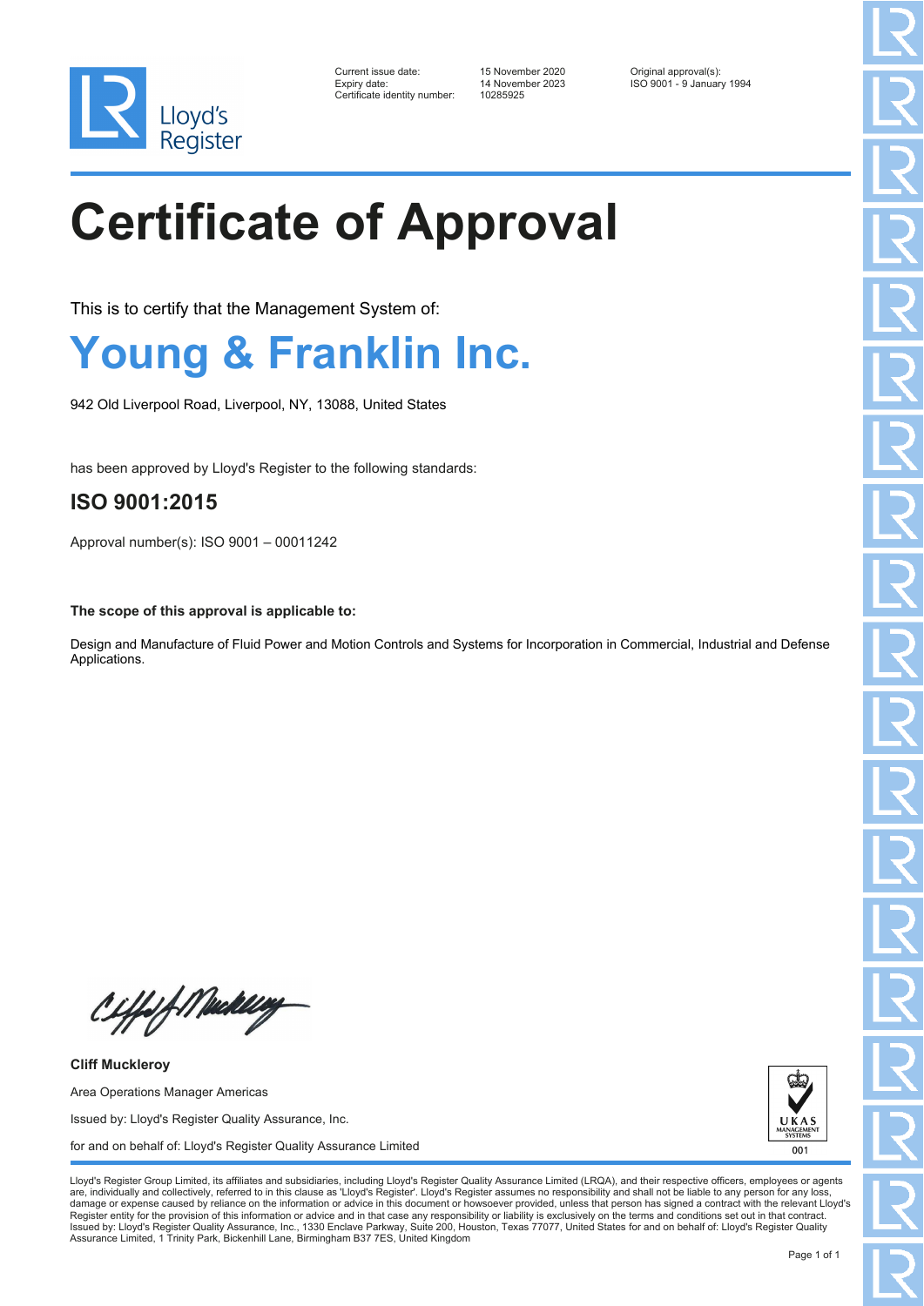Lloyd's Register

| | | |
|---|---|---|
| Current issue date: | 15 November 2020 | Original approval(s): |
| Expiry date: | 14 November 2023 | ISO 9001 - 9 January 1994 |
| Certificate identity number: | 10285925 | |

# Certificate of Approval

This is to certify that the Management System of:

## Young & Franklin Inc.

942 Old Liverpool Road, Liverpool, NY, 13088, United States

has been approved by Lloyd's Register to the following standards:

### ISO 9001:2015

Approval number(s): ISO 9001 – 00011242

**The scope of this approval is applicable to:**

Design and Manufacture of Fluid Power and Motion Controls and Systems for Incorporation in Commercial, Industrial and Defense Applications.

**Cliff Muckleroy**

Area Operations Manager Americas

Issued by: Lloyd's Register Quality Assurance, Inc.

for and on behalf of: Lloyd's Register Quality Assurance Limited

UKAS MANAGEMENT SYSTEMS 001

Lloyd's Register Group Limited, its affiliates and subsidiaries, including Lloyd's Register Quality Assurance Limited (LRQA), and their respective officers, employees or agents are, individually and collectively, referred to in this clause as 'Lloyd's Register'. Lloyd's Register assumes no responsibility and shall not be liable to any person for any loss, damage or expense caused by reliance on the information or advice in this document or howsoever provided, unless that person has signed a contract with the relevant Lloyd's Register entity for the provision of this information or advice and in that case any responsibility or liability is exclusively on the terms and conditions set out in that contract. Issued by: Lloyd's Register Quality Assurance, Inc., 1330 Enclave Parkway, Suite 200, Houston, Texas 77077, United States for and on behalf of: Lloyd's Register Quality Assurance Limited, 1 Trinity Park, Bickenhill Lane, Birmingham B37 7ES, United Kingdom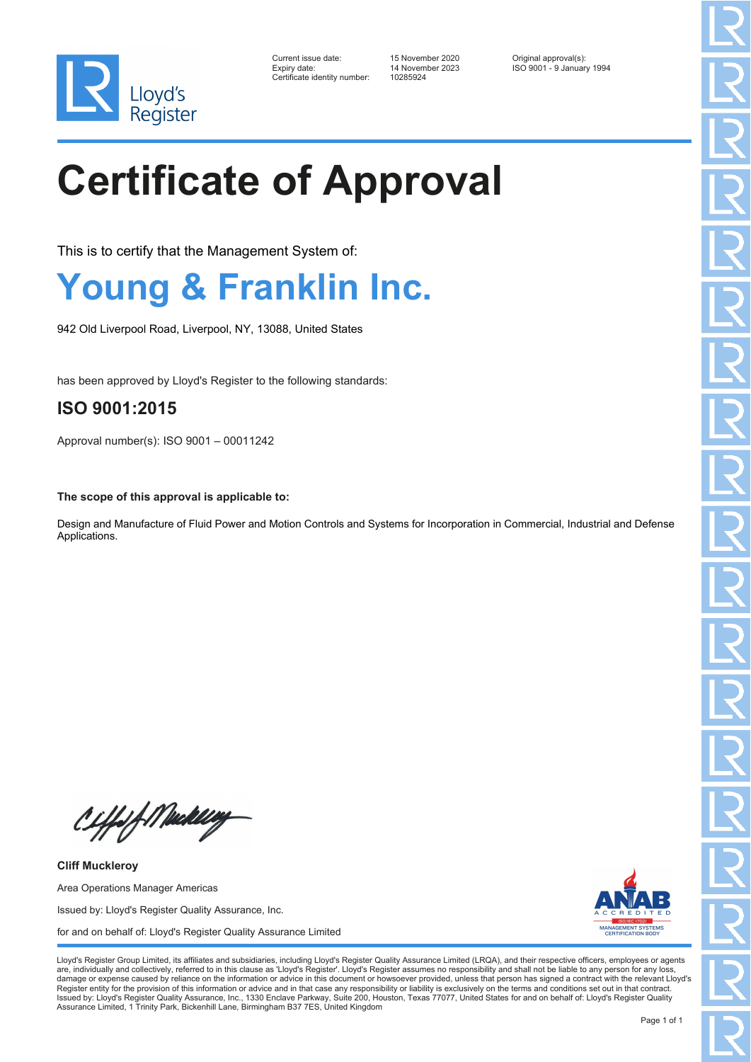Lloyd's Register

Current issue date: 15 November 2020
Expiry date: 14 November 2023
Certificate identity number: 10285924

Original approval(s):
ISO 9001 - 9 January 1994

# Certificate of Approval

This is to certify that the Management System of:

## Young & Franklin Inc.

942 Old Liverpool Road, Liverpool, NY, 13088, United States

has been approved by Lloyd's Register to the following standards:

### ISO 9001:2015

Approval number(s): ISO 9001 – 00011242

**The scope of this approval is applicable to:**

Design and Manufacture of Fluid Power and Motion Controls and Systems for Incorporation in Commercial, Industrial and Defense Applications.

**Cliff Muckleroy**

Area Operations Manager Americas

Issued by: Lloyd's Register Quality Assurance, Inc.

for and on behalf of: Lloyd's Register Quality Assurance Limited

ANAB ACCREDITED ISO/IEC 17021 MANAGEMENT SYSTEMS CERTIFICATION BODY

Lloyd's Register Group Limited, its affiliates and subsidiaries, including Lloyd's Register Quality Assurance Limited (LRQA), and their respective officers, employees or agents are, individually and collectively, referred to in this clause as 'Lloyd's Register'. Lloyd's Register assumes no responsibility and shall not be liable to any person for any loss, damage or expense caused by reliance on the information or advice in this document or howsoever provided, unless that person has signed a contract with the relevant Lloyd's Register entity for the provision of this information or advice and in that case any responsibility or liability is exclusively on the terms and conditions set out in that contract. Issued by: Lloyd's Register Quality Assurance, Inc., 1330 Enclave Parkway, Suite 200, Houston, Texas 77077, United States for and on behalf of: Lloyd's Register Quality Assurance Limited, 1 Trinity Park, Bickenhill Lane, Birmingham B37 7ES, United Kingdom